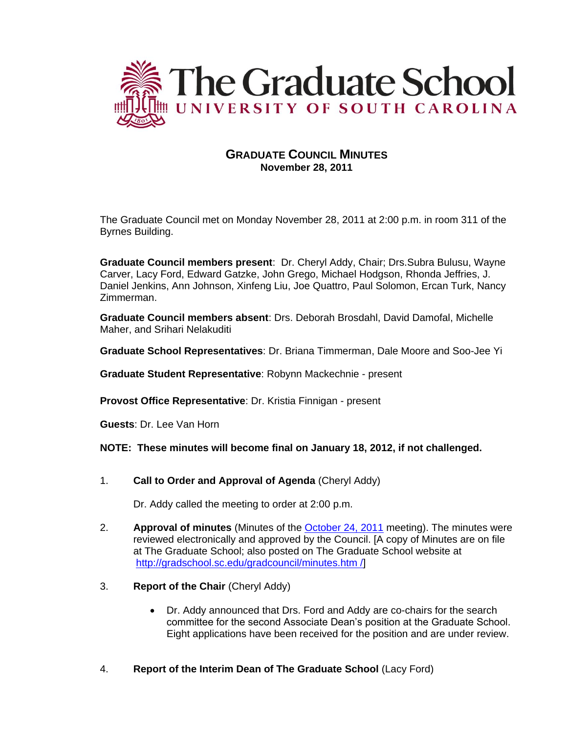# The Graduate School
UNIVERSITY OF SOUTH CAROLINA

## GRADUATE COUNCIL MINUTES
**November 28, 2011**

The Graduate Council met on Monday November 28, 2011 at 2:00 p.m. in room 311 of the Byrnes Building.

**Graduate Council members present**: Dr. Cheryl Addy, Chair; Drs.Subra Bulusu, Wayne Carver, Lacy Ford, Edward Gatzke, John Grego, Michael Hodgson, Rhonda Jeffries, J. Daniel Jenkins, Ann Johnson, Xinfeng Liu, Joe Quattro, Paul Solomon, Ercan Turk, Nancy Zimmerman.

**Graduate Council members absent**: Drs. Deborah Brosdahl, David Damofal, Michelle Maher, and Srihari Nelakuditi

**Graduate School Representatives**: Dr. Briana Timmerman, Dale Moore and Soo-Jee Yi

**Graduate Student Representative**: Robynn Mackechnie - present

**Provost Office Representative**: Dr. Kristia Finnigan - present

**Guests**: Dr. Lee Van Horn

**NOTE: These minutes will become final on January 18, 2012, if not challenged.**

1. **Call to Order and Approval of Agenda** (Cheryl Addy)

   Dr. Addy called the meeting to order at 2:00 p.m.

2. **Approval of minutes** (Minutes of the October 24, 2011 meeting). The minutes were reviewed electronically and approved by the Council. [A copy of Minutes are on file at The Graduate School; also posted on The Graduate School website at http://gradschool.sc.edu/gradcouncil/minutes.htm /]

3. **Report of the Chair** (Cheryl Addy)

   - Dr. Addy announced that Drs. Ford and Addy are co-chairs for the search committee for the second Associate Dean's position at the Graduate School. Eight applications have been received for the position and are under review.

4. **Report of the Interim Dean of The Graduate School** (Lacy Ford)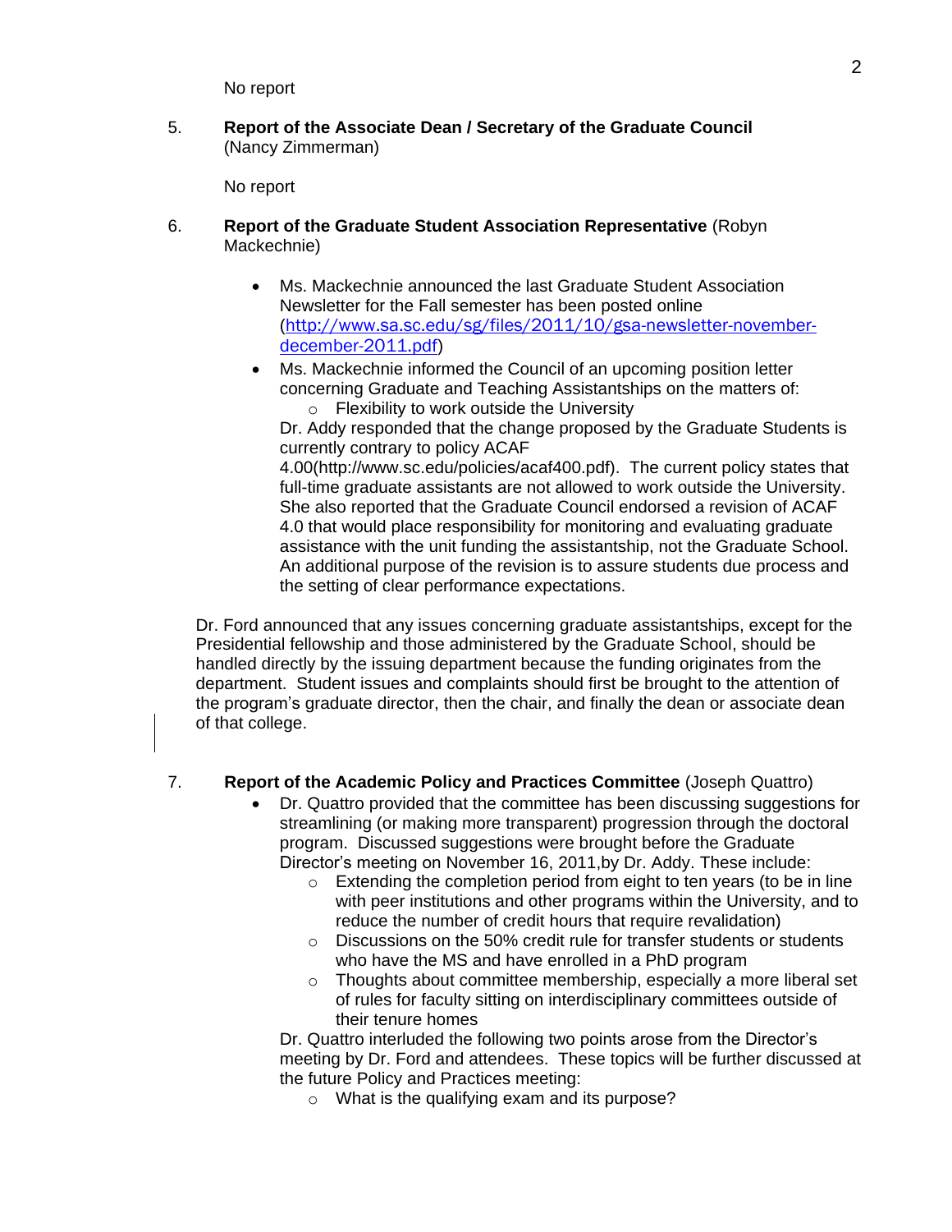No report

5. **Report of the Associate Dean / Secretary of the Graduate Council** (Nancy Zimmerman)

   No report

6. **Report of the Graduate Student Association Representative** (Robyn Mackechnie)

   - Ms. Mackechnie announced the last Graduate Student Association Newsletter for the Fall semester has been posted online (http://www.sa.sc.edu/sg/files/2011/10/gsa-newsletter-november-december-2011.pdf)
   - Ms. Mackechnie informed the Council of an upcoming position letter concerning Graduate and Teaching Assistantships on the matters of:
     - Flexibility to work outside the University

     Dr. Addy responded that the change proposed by the Graduate Students is currently contrary to policy ACAF 4.00(http://www.sc.edu/policies/acaf400.pdf). The current policy states that full-time graduate assistants are not allowed to work outside the University. She also reported that the Graduate Council endorsed a revision of ACAF 4.0 that would place responsibility for monitoring and evaluating graduate assistance with the unit funding the assistantship, not the Graduate School. An additional purpose of the revision is to assure students due process and the setting of clear performance expectations.

Dr. Ford announced that any issues concerning graduate assistantships, except for the Presidential fellowship and those administered by the Graduate School, should be handled directly by the issuing department because the funding originates from the department. Student issues and complaints should first be brought to the attention of the program's graduate director, then the chair, and finally the dean or associate dean of that college.

7. **Report of the Academic Policy and Practices Committee** (Joseph Quattro)

   - Dr. Quattro provided that the committee has been discussing suggestions for streamlining (or making more transparent) progression through the doctoral program. Discussed suggestions were brought before the Graduate Director's meeting on November 16, 2011,by Dr. Addy. These include:
     - Extending the completion period from eight to ten years (to be in line with peer institutions and other programs within the University, and to reduce the number of credit hours that require revalidation)
     - Discussions on the 50% credit rule for transfer students or students who have the MS and have enrolled in a PhD program
     - Thoughts about committee membership, especially a more liberal set of rules for faculty sitting on interdisciplinary committees outside of their tenure homes

     Dr. Quattro interluded the following two points arose from the Director's meeting by Dr. Ford and attendees. These topics will be further discussed at the future Policy and Practices meeting:
     - What is the qualifying exam and its purpose?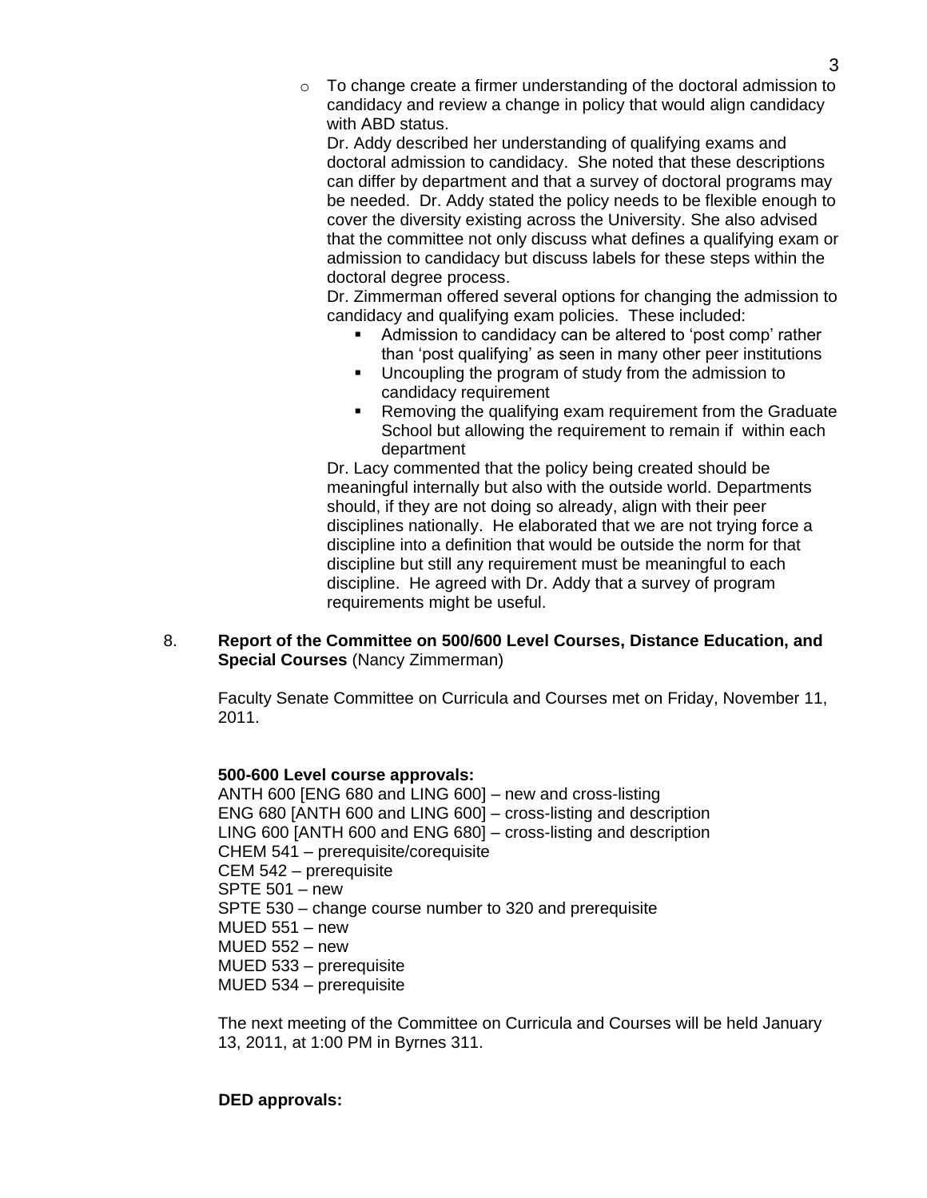- To change create a firmer understanding of the doctoral admission to candidacy and review a change in policy that would align candidacy with ABD status.

  Dr. Addy described her understanding of qualifying exams and doctoral admission to candidacy. She noted that these descriptions can differ by department and that a survey of doctoral programs may be needed. Dr. Addy stated the policy needs to be flexible enough to cover the diversity existing across the University. She also advised that the committee not only discuss what defines a qualifying exam or admission to candidacy but discuss labels for these steps within the doctoral degree process.

  Dr. Zimmerman offered several options for changing the admission to candidacy and qualifying exam policies. These included:

  - Admission to candidacy can be altered to 'post comp' rather than 'post qualifying' as seen in many other peer institutions
  - Uncoupling the program of study from the admission to candidacy requirement
  - Removing the qualifying exam requirement from the Graduate School but allowing the requirement to remain if within each department

  Dr. Lacy commented that the policy being created should be meaningful internally but also with the outside world. Departments should, if they are not doing so already, align with their peer disciplines nationally. He elaborated that we are not trying force a discipline into a definition that would be outside the norm for that discipline but still any requirement must be meaningful to each discipline. He agreed with Dr. Addy that a survey of program requirements might be useful.

8. **Report of the Committee on 500/600 Level Courses, Distance Education, and Special Courses** (Nancy Zimmerman)

   Faculty Senate Committee on Curricula and Courses met on Friday, November 11, 2011.

   **500-600 Level course approvals:**

   ANTH 600 [ENG 680 and LING 600] – new and cross-listing
   ENG 680 [ANTH 600 and LING 600] – cross-listing and description
   LING 600 [ANTH 600 and ENG 680] – cross-listing and description
   CHEM 541 – prerequisite/corequisite
   CEM 542 – prerequisite
   SPTE 501 – new
   SPTE 530 – change course number to 320 and prerequisite
   MUED 551 – new
   MUED 552 – new
   MUED 533 – prerequisite
   MUED 534 – prerequisite

   The next meeting of the Committee on Curricula and Courses will be held January 13, 2011, at 1:00 PM in Byrnes 311.

   **DED approvals:**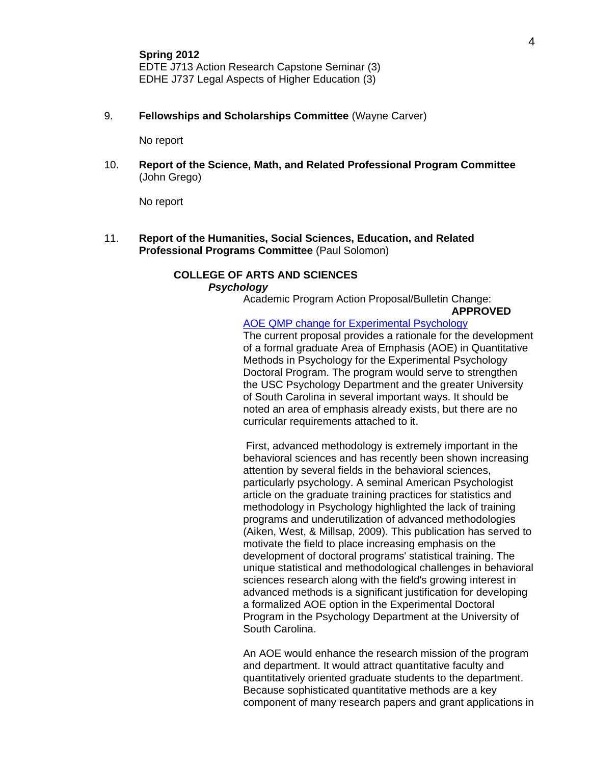**Spring 2012**
EDTE J713 Action Research Capstone Seminar (3)
EDHE J737 Legal Aspects of Higher Education (3)

9. **Fellowships and Scholarships Committee** (Wayne Carver)

   No report

10. **Report of the Science, Math, and Related Professional Program Committee** (John Grego)

    No report

11. **Report of the Humanities, Social Sciences, Education, and Related Professional Programs Committee** (Paul Solomon)

**COLLEGE OF ARTS AND SCIENCES**

***Psychology***

Academic Program Action Proposal/Bulletin Change:

**APPROVED**

AOE QMP change for Experimental Psychology

The current proposal provides a rationale for the development of a formal graduate Area of Emphasis (AOE) in Quantitative Methods in Psychology for the Experimental Psychology Doctoral Program. The program would serve to strengthen the USC Psychology Department and the greater University of South Carolina in several important ways. It should be noted an area of emphasis already exists, but there are no curricular requirements attached to it.

First, advanced methodology is extremely important in the behavioral sciences and has recently been shown increasing attention by several fields in the behavioral sciences, particularly psychology. A seminal American Psychologist article on the graduate training practices for statistics and methodology in Psychology highlighted the lack of training programs and underutilization of advanced methodologies (Aiken, West, & Millsap, 2009). This publication has served to motivate the field to place increasing emphasis on the development of doctoral programs' statistical training. The unique statistical and methodological challenges in behavioral sciences research along with the field's growing interest in advanced methods is a significant justification for developing a formalized AOE option in the Experimental Doctoral Program in the Psychology Department at the University of South Carolina.

An AOE would enhance the research mission of the program and department. It would attract quantitative faculty and quantitatively oriented graduate students to the department. Because sophisticated quantitative methods are a key component of many research papers and grant applications in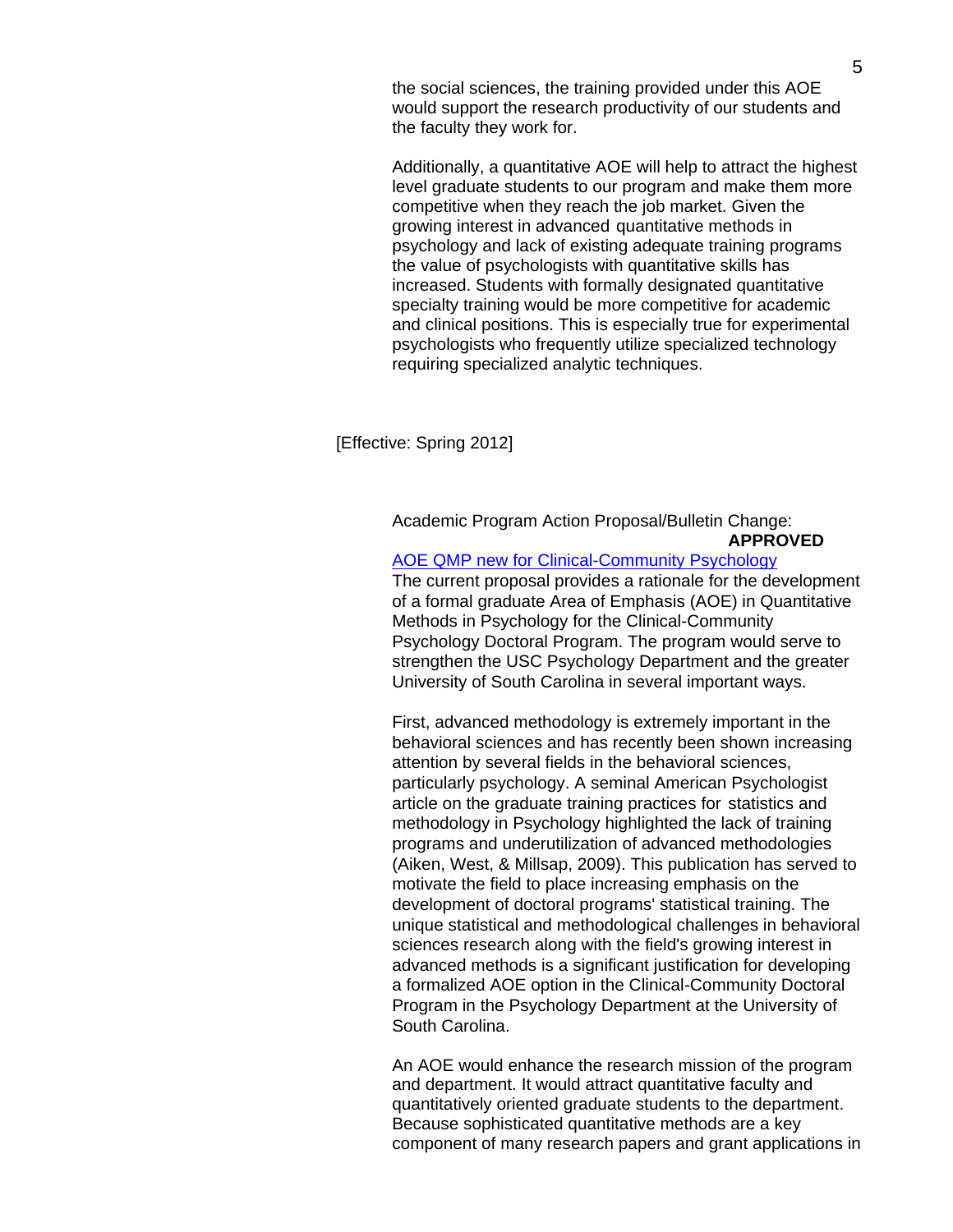the social sciences, the training provided under this AOE would support the research productivity of our students and the faculty they work for.

Additionally, a quantitative AOE will help to attract the highest level graduate students to our program and make them more competitive when they reach the job market. Given the growing interest in advanced quantitative methods in psychology and lack of existing adequate training programs the value of psychologists with quantitative skills has increased. Students with formally designated quantitative specialty training would be more competitive for academic and clinical positions. This is especially true for experimental psychologists who frequently utilize specialized technology requiring specialized analytic techniques.

[Effective: Spring 2012]

Academic Program Action Proposal/Bulletin Change: **APPROVED**

AOE QMP new for Clinical-Community Psychology

The current proposal provides a rationale for the development of a formal graduate Area of Emphasis (AOE) in Quantitative Methods in Psychology for the Clinical-Community Psychology Doctoral Program. The program would serve to strengthen the USC Psychology Department and the greater University of South Carolina in several important ways.

First, advanced methodology is extremely important in the behavioral sciences and has recently been shown increasing attention by several fields in the behavioral sciences, particularly psychology. A seminal American Psychologist article on the graduate training practices for statistics and methodology in Psychology highlighted the lack of training programs and underutilization of advanced methodologies (Aiken, West, & Millsap, 2009). This publication has served to motivate the field to place increasing emphasis on the development of doctoral programs' statistical training. The unique statistical and methodological challenges in behavioral sciences research along with the field's growing interest in advanced methods is a significant justification for developing a formalized AOE option in the Clinical-Community Doctoral Program in the Psychology Department at the University of South Carolina.

An AOE would enhance the research mission of the program and department. It would attract quantitative faculty and quantitatively oriented graduate students to the department. Because sophisticated quantitative methods are a key component of many research papers and grant applications in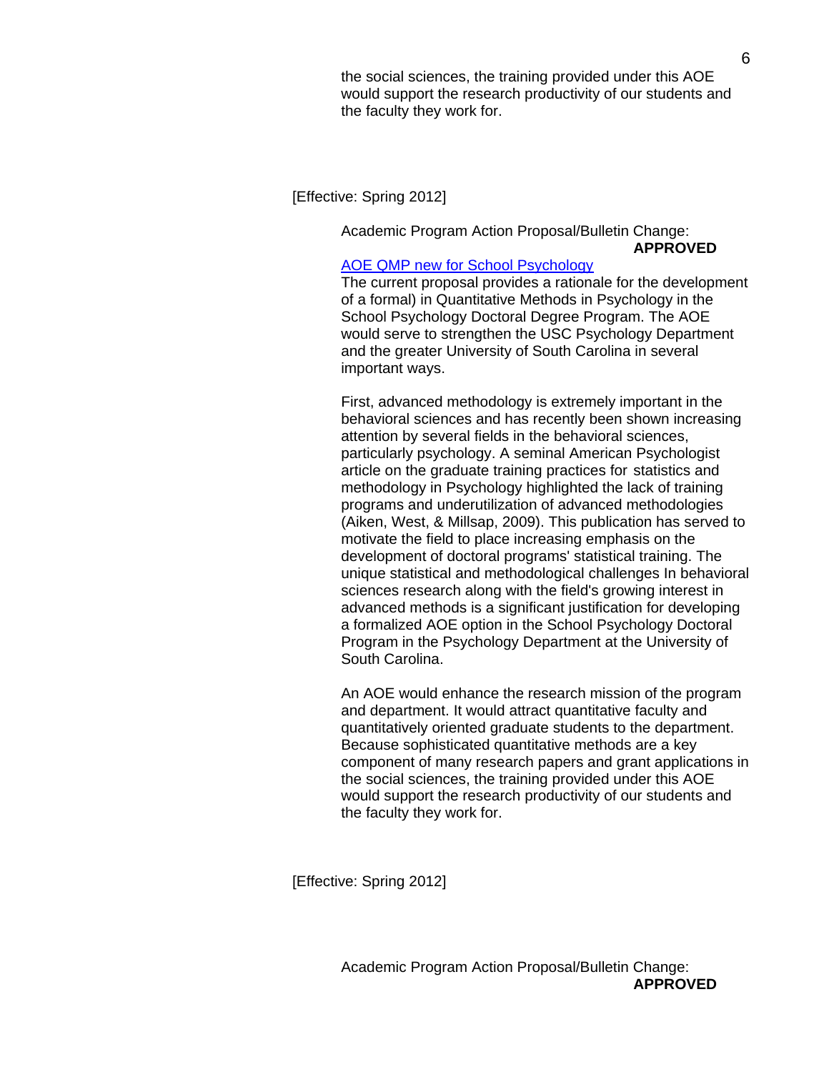the social sciences, the training provided under this AOE would support the research productivity of our students and the faculty they work for.

[Effective: Spring 2012]

Academic Program Action Proposal/Bulletin Change: **APPROVED**

AOE QMP new for School Psychology

The current proposal provides a rationale for the development of a formal) in Quantitative Methods in Psychology in the School Psychology Doctoral Degree Program. The AOE would serve to strengthen the USC Psychology Department and the greater University of South Carolina in several important ways.

First, advanced methodology is extremely important in the behavioral sciences and has recently been shown increasing attention by several fields in the behavioral sciences, particularly psychology. A seminal American Psychologist article on the graduate training practices for statistics and methodology in Psychology highlighted the lack of training programs and underutilization of advanced methodologies (Aiken, West, & Millsap, 2009). This publication has served to motivate the field to place increasing emphasis on the development of doctoral programs' statistical training. The unique statistical and methodological challenges In behavioral sciences research along with the field's growing interest in advanced methods is a significant justification for developing a formalized AOE option in the School Psychology Doctoral Program in the Psychology Department at the University of South Carolina.

An AOE would enhance the research mission of the program and department. It would attract quantitative faculty and quantitatively oriented graduate students to the department. Because sophisticated quantitative methods are a key component of many research papers and grant applications in the social sciences, the training provided under this AOE would support the research productivity of our students and the faculty they work for.

[Effective: Spring 2012]

Academic Program Action Proposal/Bulletin Change: **APPROVED**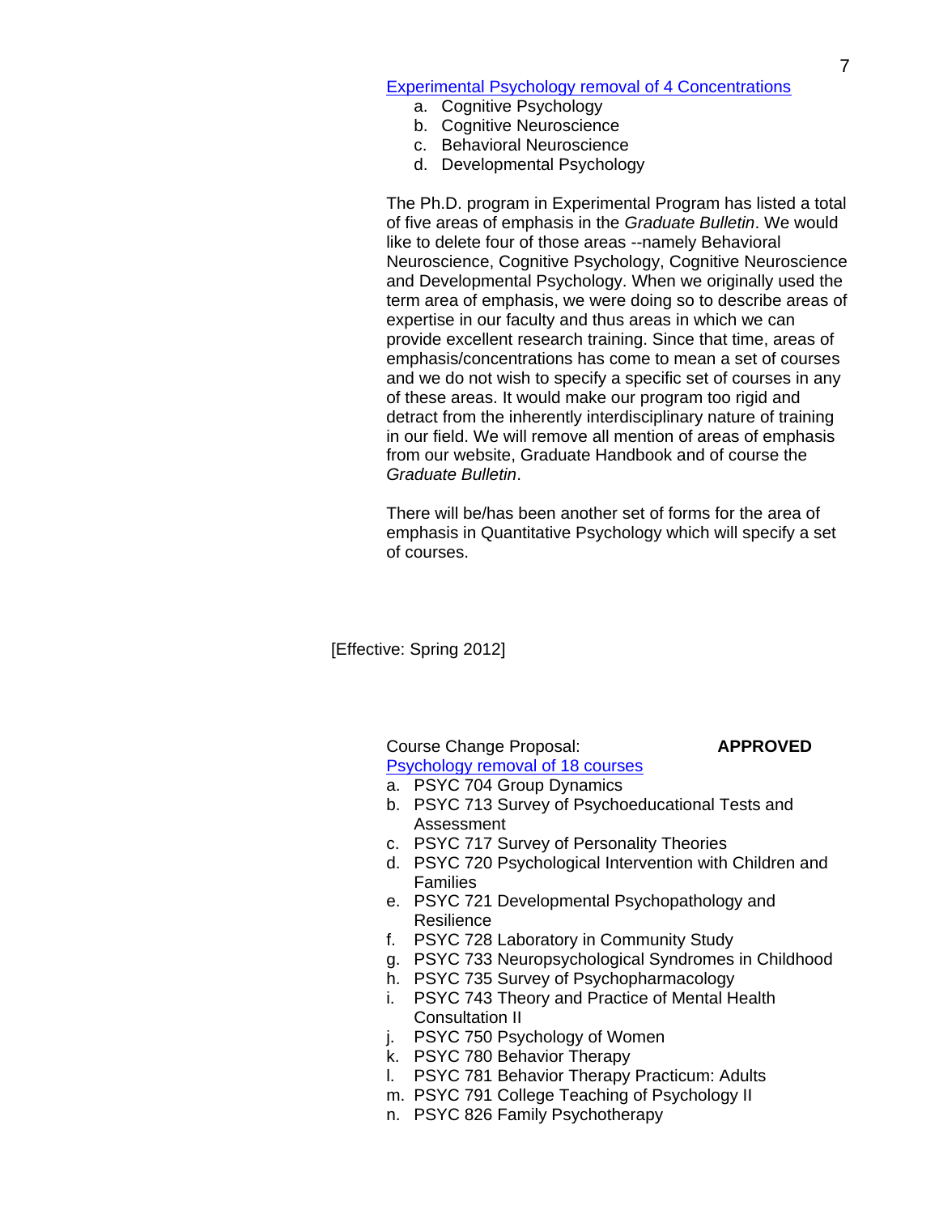Experimental Psychology removal of 4 Concentrations

a. Cognitive Psychology
b. Cognitive Neuroscience
c. Behavioral Neuroscience
d. Developmental Psychology

The Ph.D. program in Experimental Program has listed a total of five areas of emphasis in the *Graduate Bulletin*. We would like to delete four of those areas --namely Behavioral Neuroscience, Cognitive Psychology, Cognitive Neuroscience and Developmental Psychology. When we originally used the term area of emphasis, we were doing so to describe areas of expertise in our faculty and thus areas in which we can provide excellent research training. Since that time, areas of emphasis/concentrations has come to mean a set of courses and we do not wish to specify a specific set of courses in any of these areas. It would make our program too rigid and detract from the inherently interdisciplinary nature of training in our field. We will remove all mention of areas of emphasis from our website, Graduate Handbook and of course the *Graduate Bulletin*.

There will be/has been another set of forms for the area of emphasis in Quantitative Psychology which will specify a set of courses.

[Effective: Spring 2012]

Course Change Proposal: **APPROVED**

Psychology removal of 18 courses

a. PSYC 704 Group Dynamics
b. PSYC 713 Survey of Psychoeducational Tests and Assessment
c. PSYC 717 Survey of Personality Theories
d. PSYC 720 Psychological Intervention with Children and Families
e. PSYC 721 Developmental Psychopathology and Resilience
f. PSYC 728 Laboratory in Community Study
g. PSYC 733 Neuropsychological Syndromes in Childhood
h. PSYC 735 Survey of Psychopharmacology
i. PSYC 743 Theory and Practice of Mental Health Consultation II
j. PSYC 750 Psychology of Women
k. PSYC 780 Behavior Therapy
l. PSYC 781 Behavior Therapy Practicum: Adults
m. PSYC 791 College Teaching of Psychology II
n. PSYC 826 Family Psychotherapy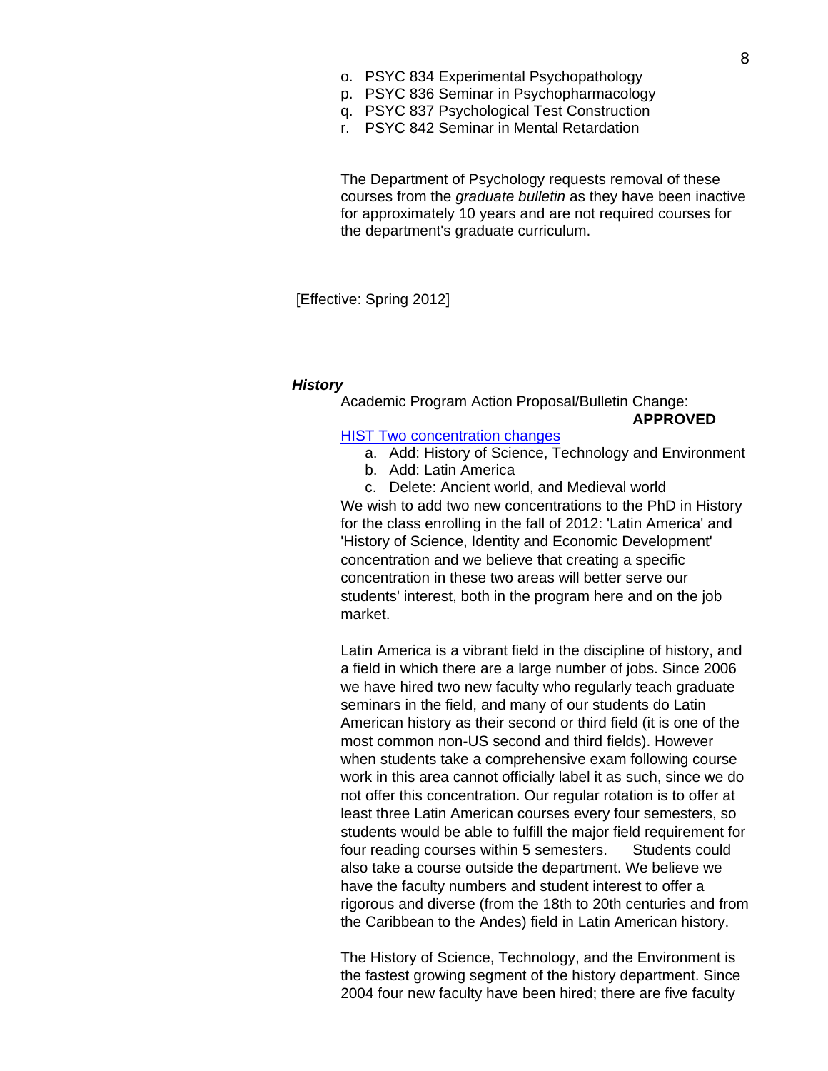o. PSYC 834 Experimental Psychopathology
p. PSYC 836 Seminar in Psychopharmacology
q. PSYC 837 Psychological Test Construction
r. PSYC 842 Seminar in Mental Retardation

The Department of Psychology requests removal of these courses from the *graduate bulletin* as they have been inactive for approximately 10 years and are not required courses for the department's graduate curriculum.

[Effective: Spring 2012]

***History***

Academic Program Action Proposal/Bulletin Change: **APPROVED**

HIST Two concentration changes

a. Add: History of Science, Technology and Environment
b. Add: Latin America
c. Delete: Ancient world, and Medieval world

We wish to add two new concentrations to the PhD in History for the class enrolling in the fall of 2012: 'Latin America' and 'History of Science, Identity and Economic Development' concentration and we believe that creating a specific concentration in these two areas will better serve our students' interest, both in the program here and on the job market.

Latin America is a vibrant field in the discipline of history, and a field in which there are a large number of jobs. Since 2006 we have hired two new faculty who regularly teach graduate seminars in the field, and many of our students do Latin American history as their second or third field (it is one of the most common non-US second and third fields). However when students take a comprehensive exam following course work in this area cannot officially label it as such, since we do not offer this concentration. Our regular rotation is to offer at least three Latin American courses every four semesters, so students would be able to fulfill the major field requirement for four reading courses within 5 semesters. Students could also take a course outside the department. We believe we have the faculty numbers and student interest to offer a rigorous and diverse (from the 18th to 20th centuries and from the Caribbean to the Andes) field in Latin American history.

The History of Science, Technology, and the Environment is the fastest growing segment of the history department. Since 2004 four new faculty have been hired; there are five faculty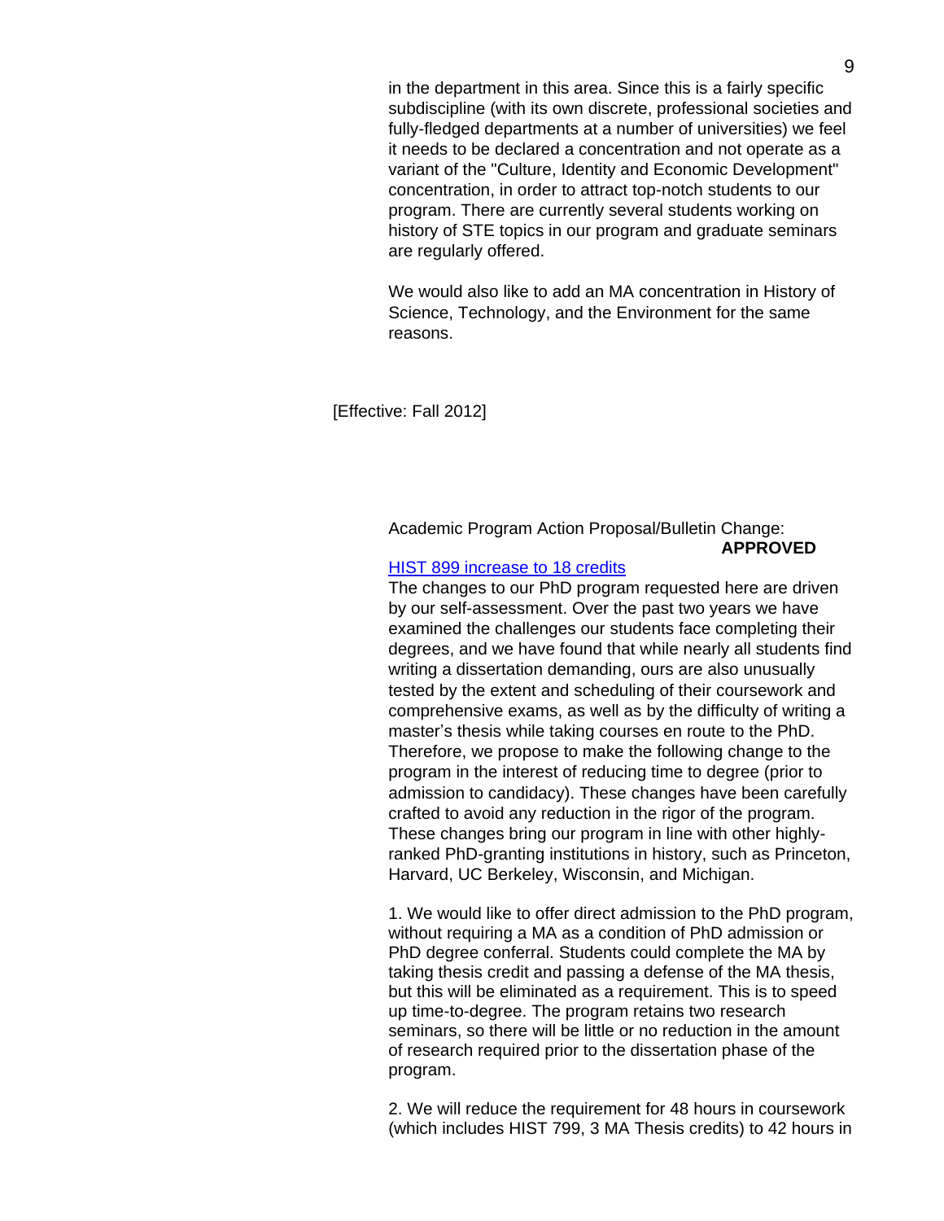in the department in this area. Since this is a fairly specific subdiscipline (with its own discrete, professional societies and fully-fledged departments at a number of universities) we feel it needs to be declared a concentration and not operate as a variant of the "Culture, Identity and Economic Development" concentration, in order to attract top-notch students to our program. There are currently several students working on history of STE topics in our program and graduate seminars are regularly offered.

We would also like to add an MA concentration in History of Science, Technology, and the Environment for the same reasons.

[Effective: Fall 2012]

Academic Program Action Proposal/Bulletin Change: **APPROVED**

HIST 899 increase to 18 credits

The changes to our PhD program requested here are driven by our self-assessment. Over the past two years we have examined the challenges our students face completing their degrees, and we have found that while nearly all students find writing a dissertation demanding, ours are also unusually tested by the extent and scheduling of their coursework and comprehensive exams, as well as by the difficulty of writing a master's thesis while taking courses en route to the PhD. Therefore, we propose to make the following change to the program in the interest of reducing time to degree (prior to admission to candidacy). These changes have been carefully crafted to avoid any reduction in the rigor of the program. These changes bring our program in line with other highly-ranked PhD-granting institutions in history, such as Princeton, Harvard, UC Berkeley, Wisconsin, and Michigan.

1. We would like to offer direct admission to the PhD program, without requiring a MA as a condition of PhD admission or PhD degree conferral. Students could complete the MA by taking thesis credit and passing a defense of the MA thesis, but this will be eliminated as a requirement. This is to speed up time-to-degree. The program retains two research seminars, so there will be little or no reduction in the amount of research required prior to the dissertation phase of the program.

2. We will reduce the requirement for 48 hours in coursework (which includes HIST 799, 3 MA Thesis credits) to 42 hours in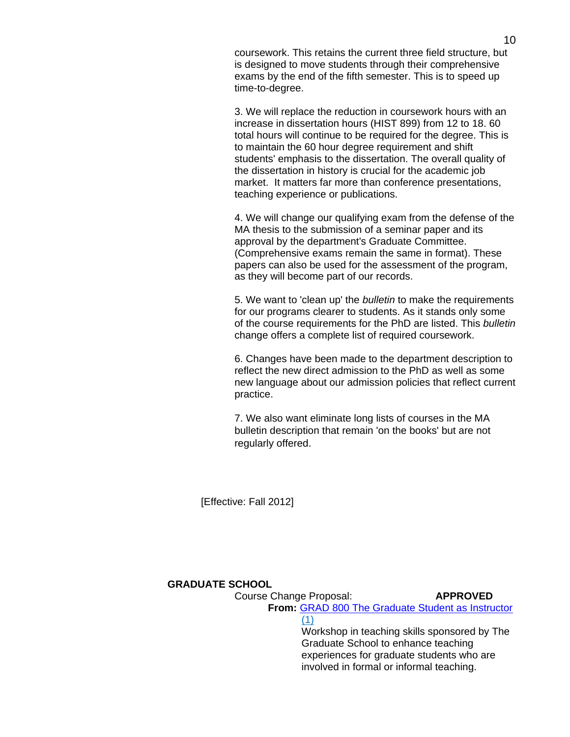coursework. This retains the current three field structure, but is designed to move students through their comprehensive exams by the end of the fifth semester. This is to speed up time-to-degree.

3. We will replace the reduction in coursework hours with an increase in dissertation hours (HIST 899) from 12 to 18. 60 total hours will continue to be required for the degree. This is to maintain the 60 hour degree requirement and shift students' emphasis to the dissertation. The overall quality of the dissertation in history is crucial for the academic job market. It matters far more than conference presentations, teaching experience or publications.

4. We will change our qualifying exam from the defense of the MA thesis to the submission of a seminar paper and its approval by the department's Graduate Committee. (Comprehensive exams remain the same in format). These papers can also be used for the assessment of the program, as they will become part of our records.

5. We want to 'clean up' the *bulletin* to make the requirements for our programs clearer to students. As it stands only some of the course requirements for the PhD are listed. This *bulletin* change offers a complete list of required coursework.

6. Changes have been made to the department description to reflect the new direct admission to the PhD as well as some new language about our admission policies that reflect current practice.

7. We also want eliminate long lists of courses in the MA bulletin description that remain 'on the books' but are not regularly offered.

[Effective: Fall 2012]

**GRADUATE SCHOOL**

Course Change Proposal: **APPROVED**

**From:** GRAD 800 The Graduate Student as Instructor (1)

Workshop in teaching skills sponsored by The Graduate School to enhance teaching experiences for graduate students who are involved in formal or informal teaching.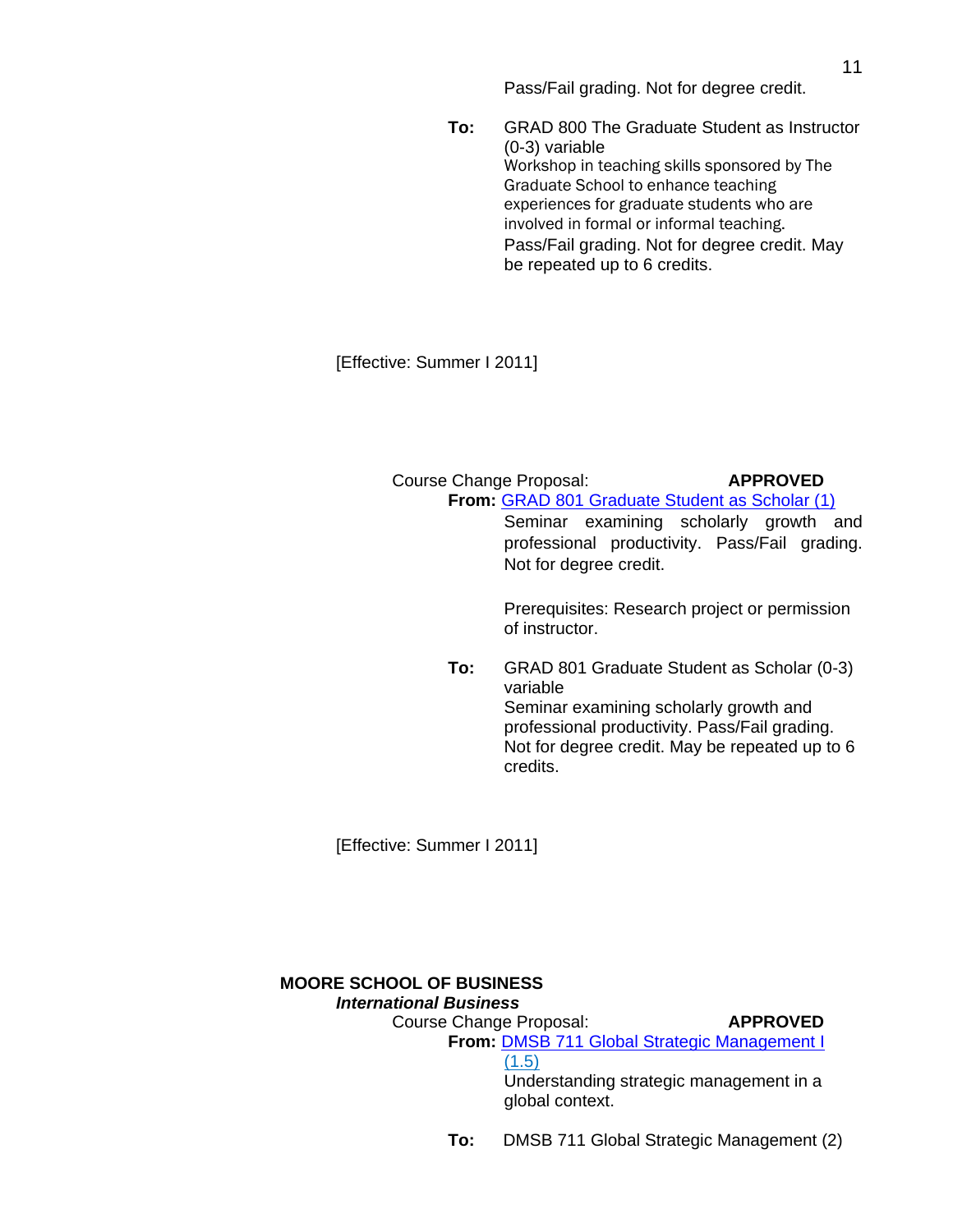Pass/Fail grading. Not for degree credit.

**To:** GRAD 800 The Graduate Student as Instructor (0-3) variable
Workshop in teaching skills sponsored by The Graduate School to enhance teaching experiences for graduate students who are involved in formal or informal teaching.
Pass/Fail grading. Not for degree credit. May be repeated up to 6 credits.

[Effective: Summer I 2011]

Course Change Proposal: **APPROVED**

**From:** GRAD 801 Graduate Student as Scholar (1)
Seminar examining scholarly growth and professional productivity. Pass/Fail grading. Not for degree credit.

Prerequisites: Research project or permission of instructor.

**To:** GRAD 801 Graduate Student as Scholar (0-3) variable
Seminar examining scholarly growth and professional productivity. Pass/Fail grading. Not for degree credit. May be repeated up to 6 credits.

[Effective: Summer I 2011]

**MOORE SCHOOL OF BUSINESS**

***International Business***

Course Change Proposal: **APPROVED**

**From:** DMSB 711 Global Strategic Management I (1.5)
Understanding strategic management in a global context.

**To:** DMSB 711 Global Strategic Management (2)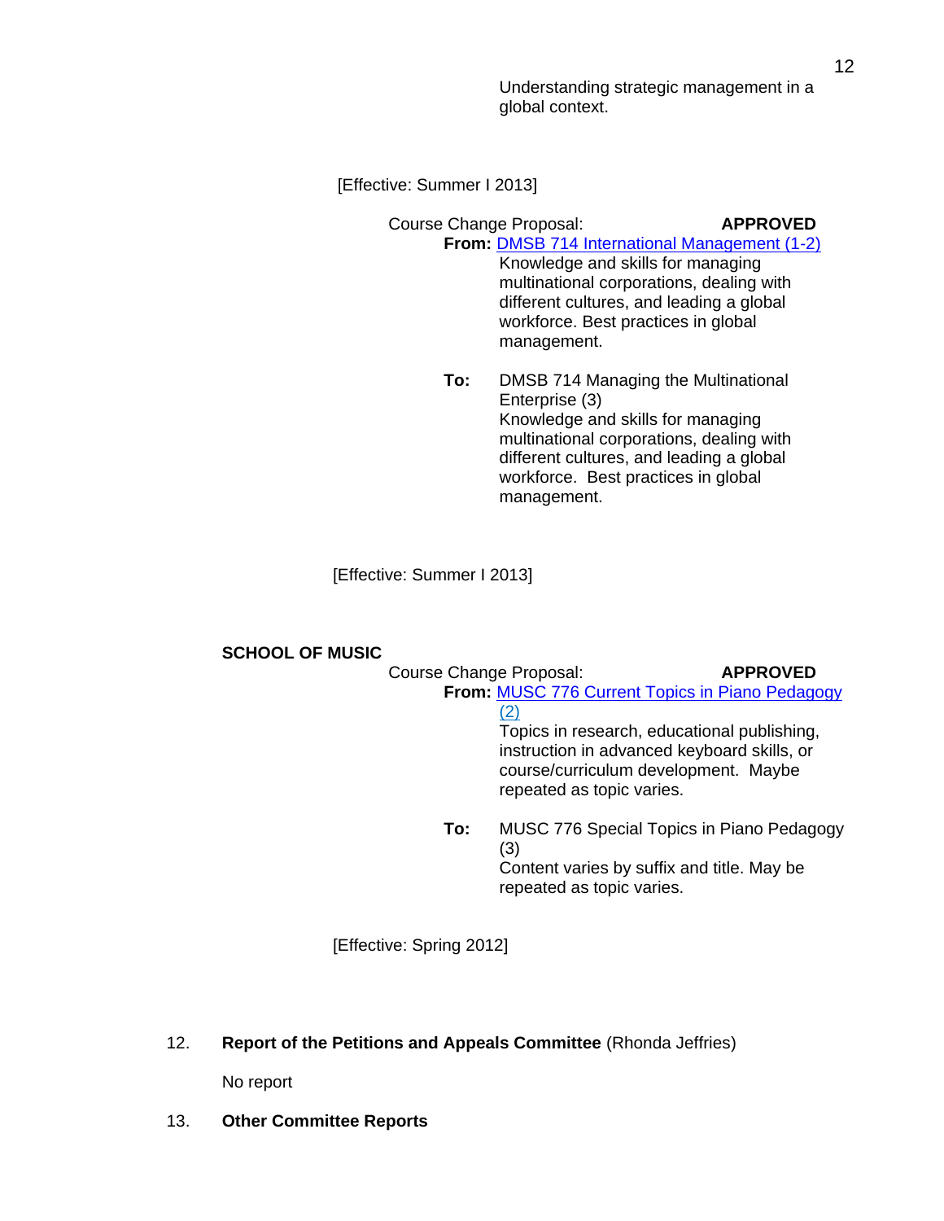Understanding strategic management in a global context.

[Effective: Summer I 2013]

Course Change Proposal: **APPROVED**

**From:** DMSB 714 International Management (1-2)
Knowledge and skills for managing multinational corporations, dealing with different cultures, and leading a global workforce. Best practices in global management.

**To:** DMSB 714 Managing the Multinational Enterprise (3)
Knowledge and skills for managing multinational corporations, dealing with different cultures, and leading a global workforce. Best practices in global management.

[Effective: Summer I 2013]

**SCHOOL OF MUSIC**

Course Change Proposal: **APPROVED**

**From:** MUSC 776 Current Topics in Piano Pedagogy (2)
Topics in research, educational publishing, instruction in advanced keyboard skills, or course/curriculum development. Maybe repeated as topic varies.

**To:** MUSC 776 Special Topics in Piano Pedagogy (3)
Content varies by suffix and title. May be repeated as topic varies.

[Effective: Spring 2012]

12. **Report of the Petitions and Appeals Committee** (Rhonda Jeffries)

No report

13. **Other Committee Reports**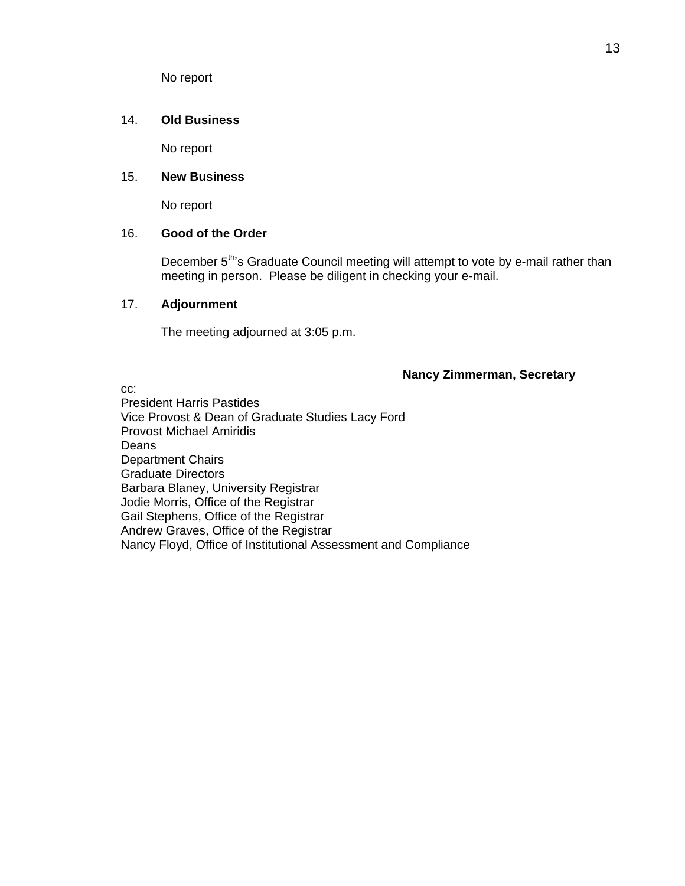No report

14. **Old Business**

No report

15. **New Business**

No report

16. **Good of the Order**

December 5th's Graduate Council meeting will attempt to vote by e-mail rather than meeting in person. Please be diligent in checking your e-mail.

17. **Adjournment**

The meeting adjourned at 3:05 p.m.

**Nancy Zimmerman, Secretary**

cc:
President Harris Pastides
Vice Provost & Dean of Graduate Studies Lacy Ford
Provost Michael Amiridis
Deans
Department Chairs
Graduate Directors
Barbara Blaney, University Registrar
Jodie Morris, Office of the Registrar
Gail Stephens, Office of the Registrar
Andrew Graves, Office of the Registrar
Nancy Floyd, Office of Institutional Assessment and Compliance